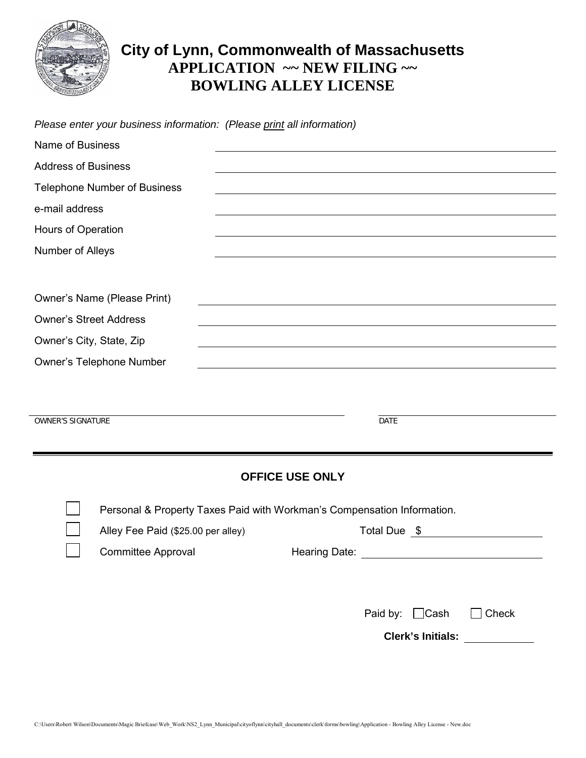# City of Lynn, Commonwealth of Massachusetts

## APPLICATION ~~ NEW FILING ~~
## BOWLING ALLEY LICENSE

*Please enter your business information: (Please print all information)*

Name of Business ______________________________

Address of Business ______________________________

Telephone Number of Business ______________________________

e-mail address ______________________________

Hours of Operation ______________________________

Number of Alleys ______________________________

Owner's Name (Please Print) ______________________________

Owner's Street Address ______________________________

Owner's City, State, Zip ______________________________

Owner's Telephone Number ______________________________

______________________________ ______________________________
OWNER'S SIGNATURE DATE

---

### OFFICE USE ONLY

- ☐ Personal & Property Taxes Paid with Workman's Compensation Information.
- ☐ Alley Fee Paid ($25.00 per alley) Total Due $ ______________
- ☐ Committee Approval Hearing Date: ______________

Paid by: ☐ Cash ☐ Check

**Clerk's Initials:** ______________

C:\Users\Robert Wilson\Documents\Magic Briefcase\Web_Work\NS2_Lynn_Municipal\cityoflynn\cityhall_documents\clerk\forms\bowling\Application - Bowling Alley License - New.doc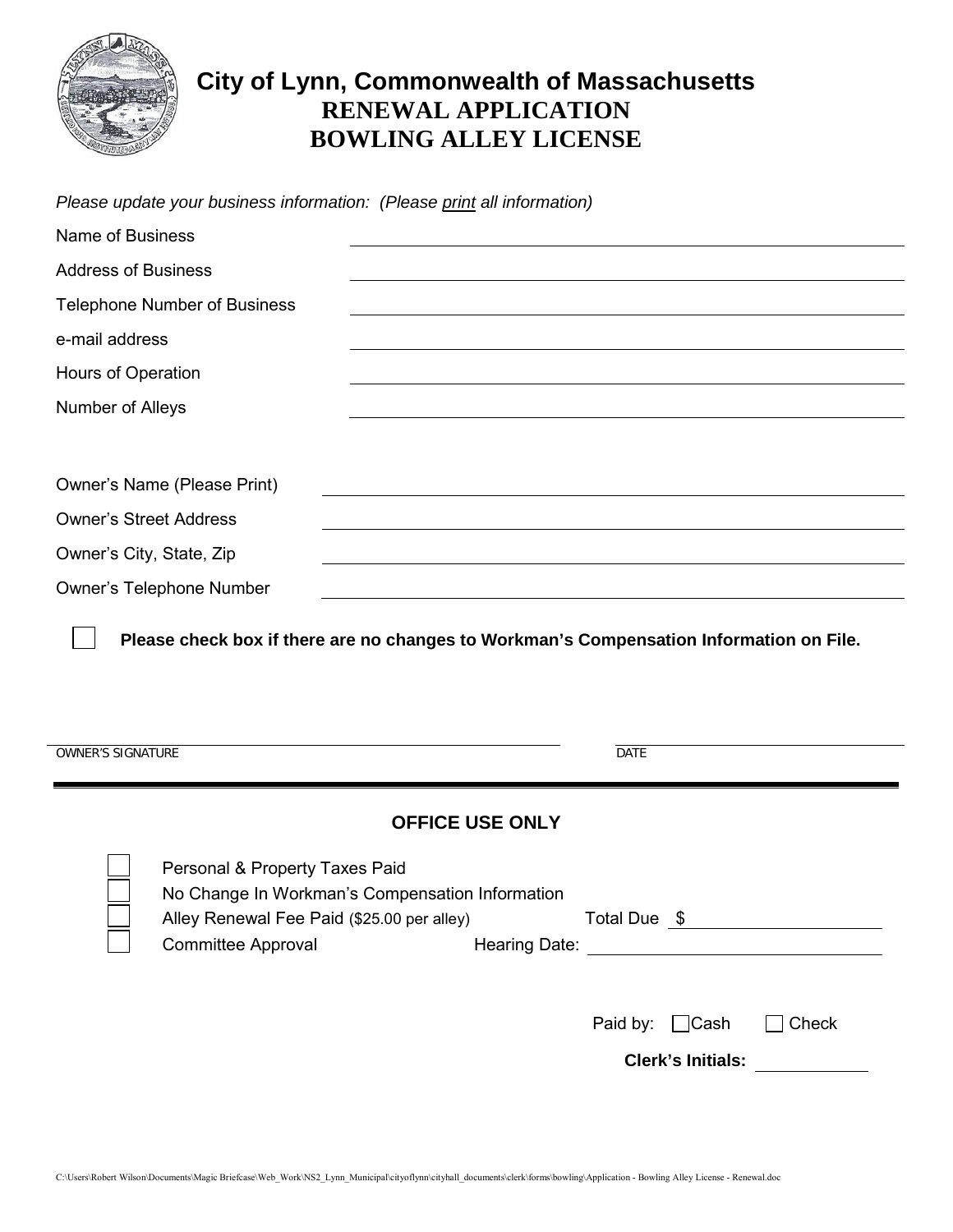# City of Lynn, Commonwealth of Massachusetts

## RENEWAL APPLICATION
## BOWLING ALLEY LICENSE

*Please update your business information: (Please print all information)*

Name of Business ______________________________

Address of Business ______________________________

Telephone Number of Business ______________________________

e-mail address ______________________________

Hours of Operation ______________________________

Number of Alleys ______________________________

Owner's Name (Please Print) ______________________________

Owner's Street Address ______________________________

Owner's City, State, Zip ______________________________

Owner's Telephone Number ______________________________

☐ **Please check box if there are no changes to Workman's Compensation Information on File.**

______________________________ ______________________________
OWNER'S SIGNATURE DATE

---

### OFFICE USE ONLY

☐ Personal & Property Taxes Paid

☐ No Change In Workman's Compensation Information

☐ Alley Renewal Fee Paid ($25.00 per alley) Total Due $ ______________

☐ Committee Approval Hearing Date: ______________

Paid by: ☐ Cash ☐ Check

**Clerk's Initials:** ______________

C:\Users\Robert Wilson\Documents\Magic Briefcase\Web_Work\NS2_Lynn_Municipal\cityoflynn\cityhall_documents\clerk\forms\bowling\Application - Bowling Alley License - Renewal.doc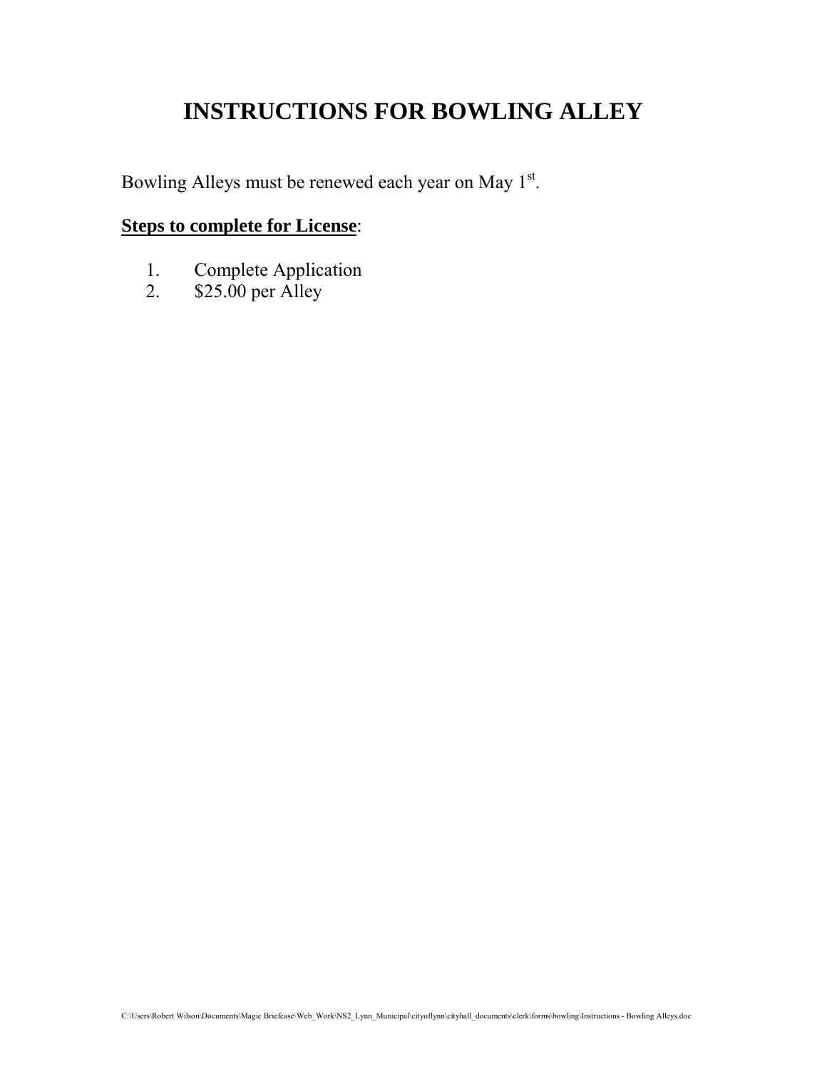# INSTRUCTIONS FOR BOWLING ALLEY

Bowling Alleys must be renewed each year on May 1st.

**Steps to complete for License**:

1. Complete Application
2. $25.00 per Alley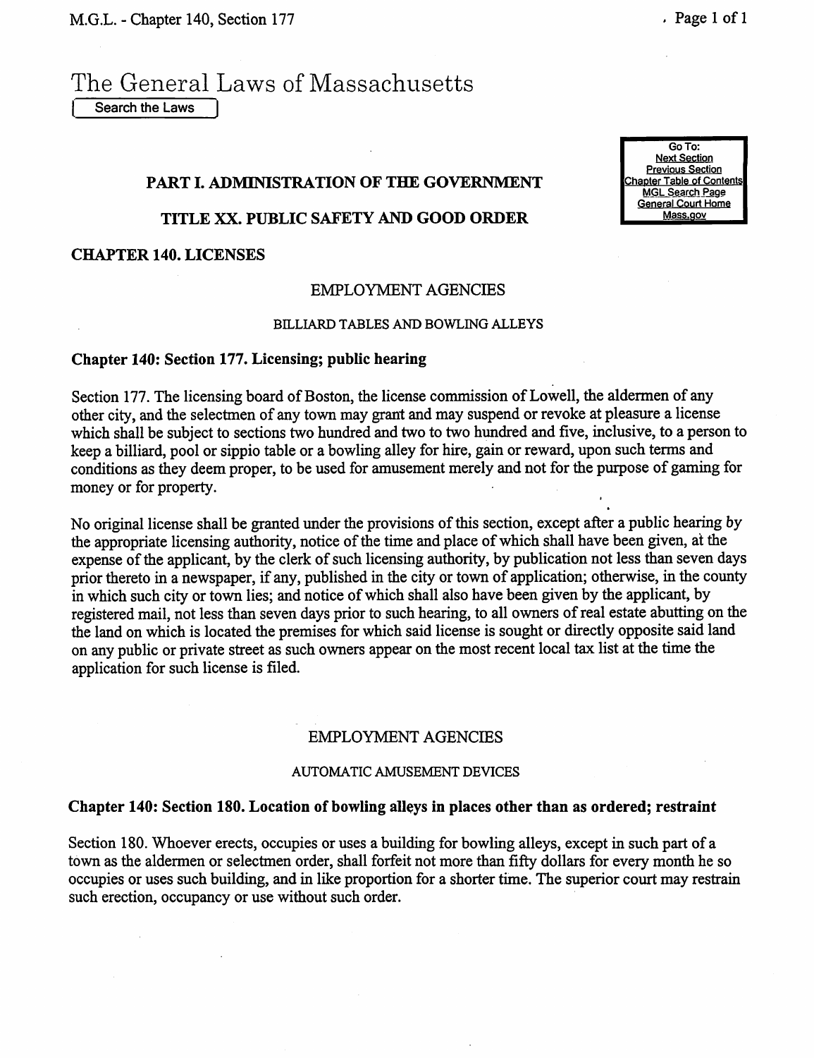# The General Laws of Massachusetts

Search the Laws

Go To:
Next Section
Previous Section
Chapter Table of Contents
MGL Search Page
General Court Home
Mass.gov

## PART I. ADMINISTRATION OF THE GOVERNMENT

## TITLE XX. PUBLIC SAFETY AND GOOD ORDER

## CHAPTER 140. LICENSES

EMPLOYMENT AGENCIES

BILLIARD TABLES AND BOWLING ALLEYS

### Chapter 140: Section 177. Licensing; public hearing

Section 177. The licensing board of Boston, the license commission of Lowell, the aldermen of any other city, and the selectmen of any town may grant and may suspend or revoke at pleasure a license which shall be subject to sections two hundred and two to two hundred and five, inclusive, to a person to keep a billiard, pool or sippio table or a bowling alley for hire, gain or reward, upon such terms and conditions as they deem proper, to be used for amusement merely and not for the purpose of gaming for money or for property.

No original license shall be granted under the provisions of this section, except after a public hearing by the appropriate licensing authority, notice of the time and place of which shall have been given, at the expense of the applicant, by the clerk of such licensing authority, by publication not less than seven days prior thereto in a newspaper, if any, published in the city or town of application; otherwise, in the county in which such city or town lies; and notice of which shall also have been given by the applicant, by registered mail, not less than seven days prior to such hearing, to all owners of real estate abutting on the the land on which is located the premises for which said license is sought or directly opposite said land on any public or private street as such owners appear on the most recent local tax list at the time the application for such license is filed.

EMPLOYMENT AGENCIES

AUTOMATIC AMUSEMENT DEVICES

### Chapter 140: Section 180. Location of bowling alleys in places other than as ordered; restraint

Section 180. Whoever erects, occupies or uses a building for bowling alleys, except in such part of a town as the aldermen or selectmen order, shall forfeit not more than fifty dollars for every month he so occupies or uses such building, and in like proportion for a shorter time. The superior court may restrain such erection, occupancy or use without such order.